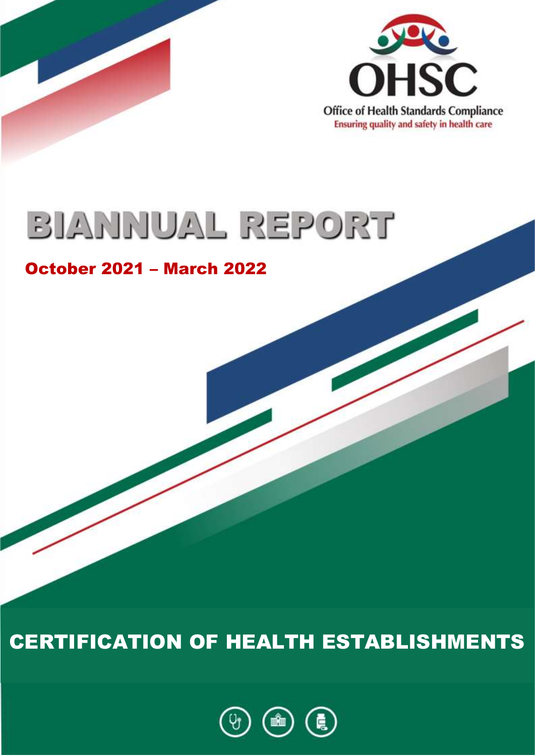OHSC

Office of Health Standards Compliance

Ensuring quality and safety in health care

# BIANNUAL REPORT

## October 2021 – March 2022

# CERTIFICATION OF HEALTH ESTABLISHMENTS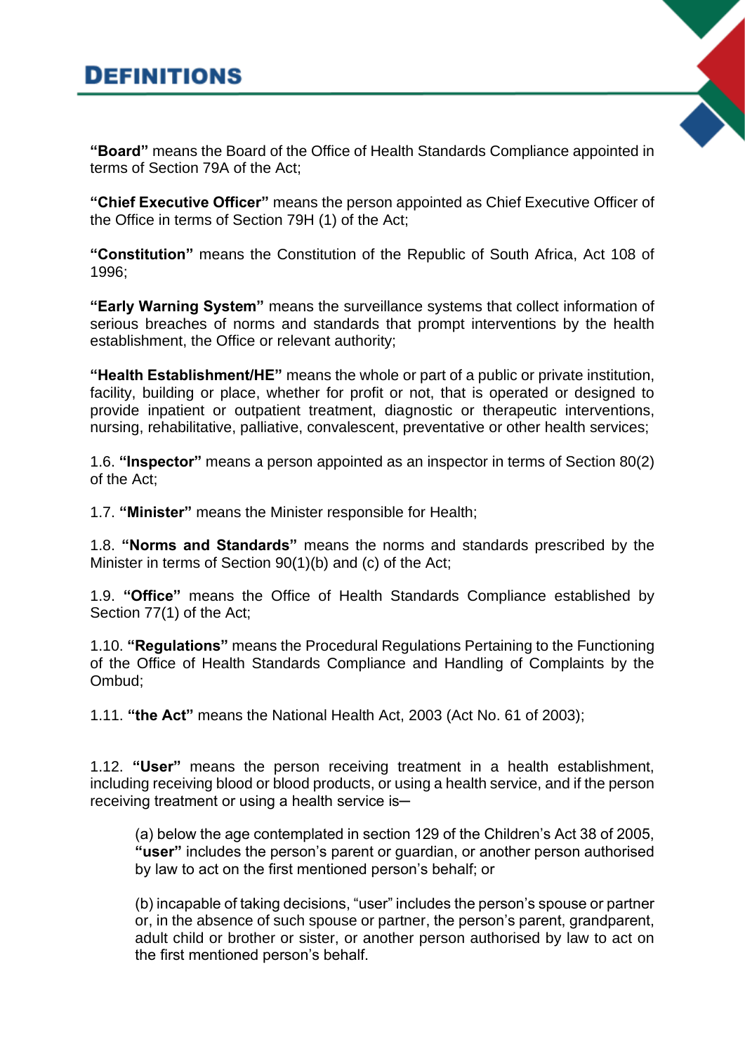# DEFINITIONS

**"Board"** means the Board of the Office of Health Standards Compliance appointed in terms of Section 79A of the Act;

**"Chief Executive Officer"** means the person appointed as Chief Executive Officer of the Office in terms of Section 79H (1) of the Act;

**"Constitution"** means the Constitution of the Republic of South Africa, Act 108 of 1996;

**"Early Warning System"** means the surveillance systems that collect information of serious breaches of norms and standards that prompt interventions by the health establishment, the Office or relevant authority;

**"Health Establishment/HE"** means the whole or part of a public or private institution, facility, building or place, whether for profit or not, that is operated or designed to provide inpatient or outpatient treatment, diagnostic or therapeutic interventions, nursing, rehabilitative, palliative, convalescent, preventative or other health services;

1.6. **"Inspector"** means a person appointed as an inspector in terms of Section 80(2) of the Act;

1.7. **"Minister"** means the Minister responsible for Health;

1.8. **"Norms and Standards"** means the norms and standards prescribed by the Minister in terms of Section 90(1)(b) and (c) of the Act;

1.9. **"Office"** means the Office of Health Standards Compliance established by Section 77(1) of the Act;

1.10. **"Regulations"** means the Procedural Regulations Pertaining to the Functioning of the Office of Health Standards Compliance and Handling of Complaints by the Ombud;

1.11. **"the Act"** means the National Health Act, 2003 (Act No. 61 of 2003);

1.12. **"User"** means the person receiving treatment in a health establishment, including receiving blood or blood products, or using a health service, and if the person receiving treatment or using a health service is─

> (a) below the age contemplated in section 129 of the Children's Act 38 of 2005, **"user"** includes the person's parent or guardian, or another person authorised by law to act on the first mentioned person's behalf; or
>
> (b) incapable of taking decisions, "user" includes the person's spouse or partner or, in the absence of such spouse or partner, the person's parent, grandparent, adult child or brother or sister, or another person authorised by law to act on the first mentioned person's behalf.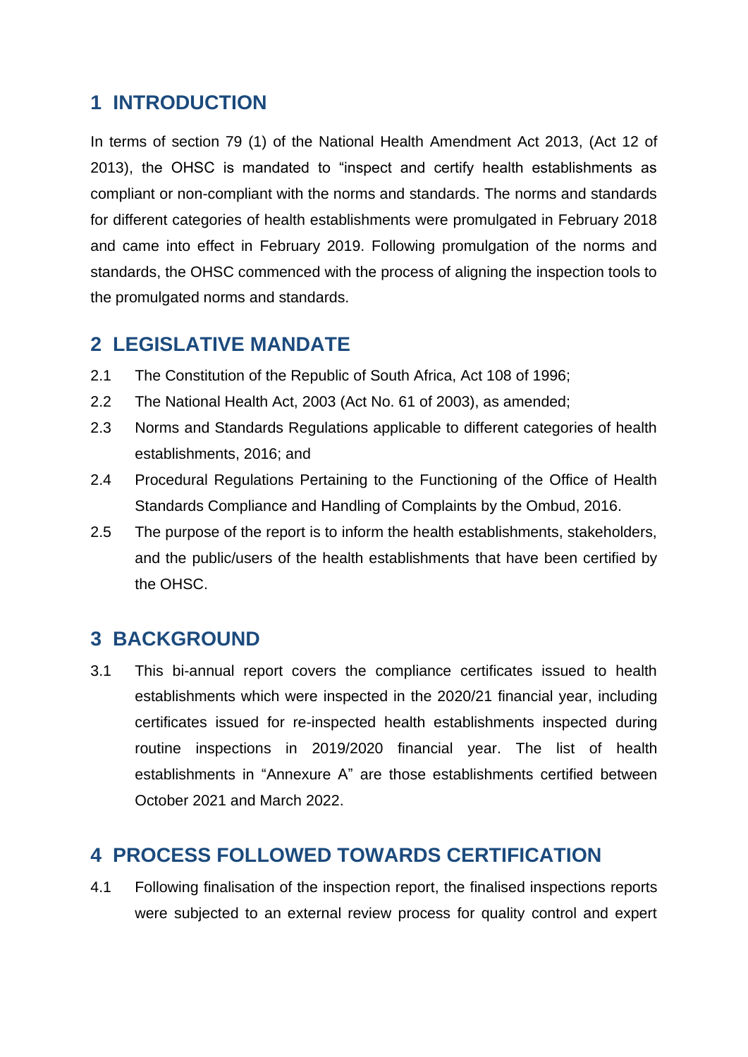# 1 INTRODUCTION

In terms of section 79 (1) of the National Health Amendment Act 2013, (Act 12 of 2013), the OHSC is mandated to "inspect and certify health establishments as compliant or non-compliant with the norms and standards. The norms and standards for different categories of health establishments were promulgated in February 2018 and came into effect in February 2019. Following promulgation of the norms and standards, the OHSC commenced with the process of aligning the inspection tools to the promulgated norms and standards.

# 2 LEGISLATIVE MANDATE

2.1 The Constitution of the Republic of South Africa, Act 108 of 1996;

2.2 The National Health Act, 2003 (Act No. 61 of 2003), as amended;

2.3 Norms and Standards Regulations applicable to different categories of health establishments, 2016; and

2.4 Procedural Regulations Pertaining to the Functioning of the Office of Health Standards Compliance and Handling of Complaints by the Ombud, 2016.

2.5 The purpose of the report is to inform the health establishments, stakeholders, and the public/users of the health establishments that have been certified by the OHSC.

# 3 BACKGROUND

3.1 This bi-annual report covers the compliance certificates issued to health establishments which were inspected in the 2020/21 financial year, including certificates issued for re-inspected health establishments inspected during routine inspections in 2019/2020 financial year. The list of health establishments in "Annexure A" are those establishments certified between October 2021 and March 2022.

# 4 PROCESS FOLLOWED TOWARDS CERTIFICATION

4.1 Following finalisation of the inspection report, the finalised inspections reports were subjected to an external review process for quality control and expert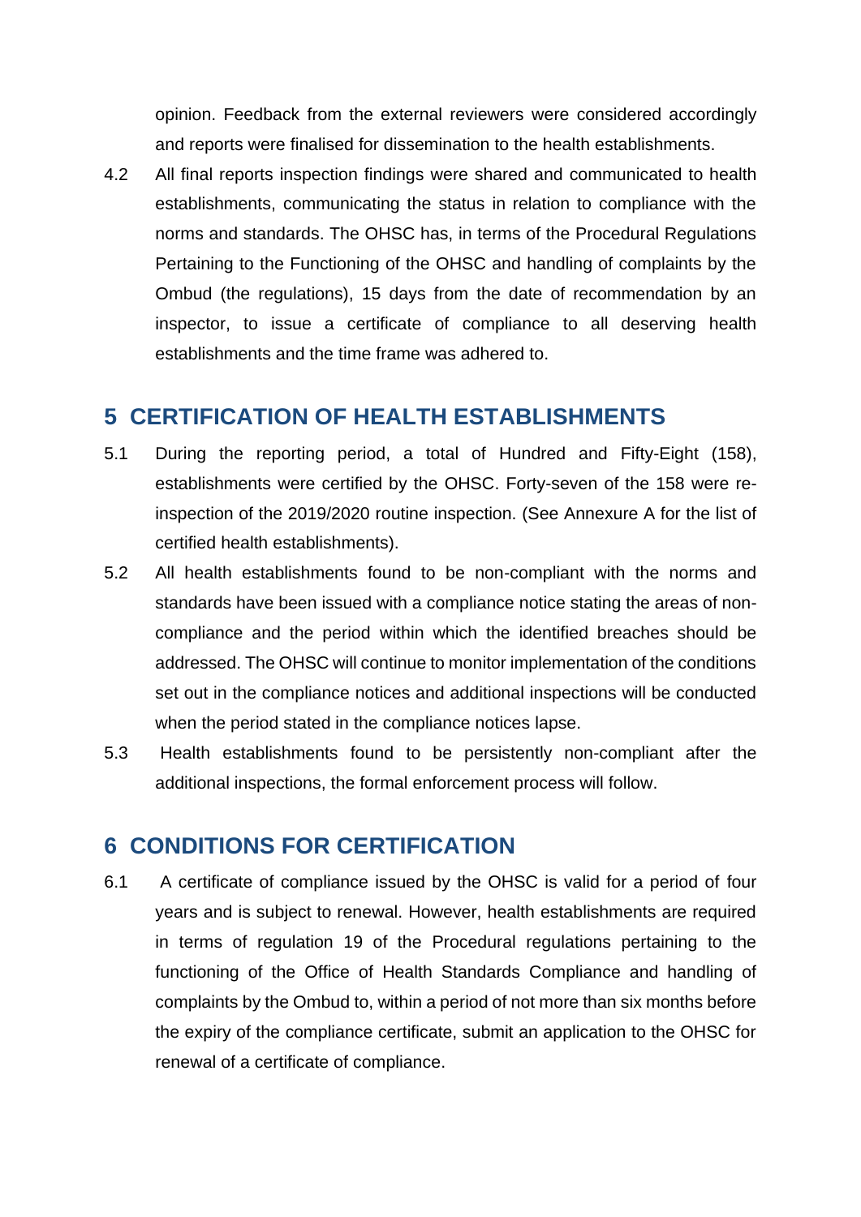opinion. Feedback from the external reviewers were considered accordingly and reports were finalised for dissemination to the health establishments.

4.2 All final reports inspection findings were shared and communicated to health establishments, communicating the status in relation to compliance with the norms and standards. The OHSC has, in terms of the Procedural Regulations Pertaining to the Functioning of the OHSC and handling of complaints by the Ombud (the regulations), 15 days from the date of recommendation by an inspector, to issue a certificate of compliance to all deserving health establishments and the time frame was adhered to.

## 5 CERTIFICATION OF HEALTH ESTABLISHMENTS

5.1 During the reporting period, a total of Hundred and Fifty-Eight (158), establishments were certified by the OHSC. Forty-seven of the 158 were re-inspection of the 2019/2020 routine inspection. (See Annexure A for the list of certified health establishments).

5.2 All health establishments found to be non-compliant with the norms and standards have been issued with a compliance notice stating the areas of non-compliance and the period within which the identified breaches should be addressed. The OHSC will continue to monitor implementation of the conditions set out in the compliance notices and additional inspections will be conducted when the period stated in the compliance notices lapse.

5.3 Health establishments found to be persistently non-compliant after the additional inspections, the formal enforcement process will follow.

## 6 CONDITIONS FOR CERTIFICATION

6.1 A certificate of compliance issued by the OHSC is valid for a period of four years and is subject to renewal. However, health establishments are required in terms of regulation 19 of the Procedural regulations pertaining to the functioning of the Office of Health Standards Compliance and handling of complaints by the Ombud to, within a period of not more than six months before the expiry of the compliance certificate, submit an application to the OHSC for renewal of a certificate of compliance.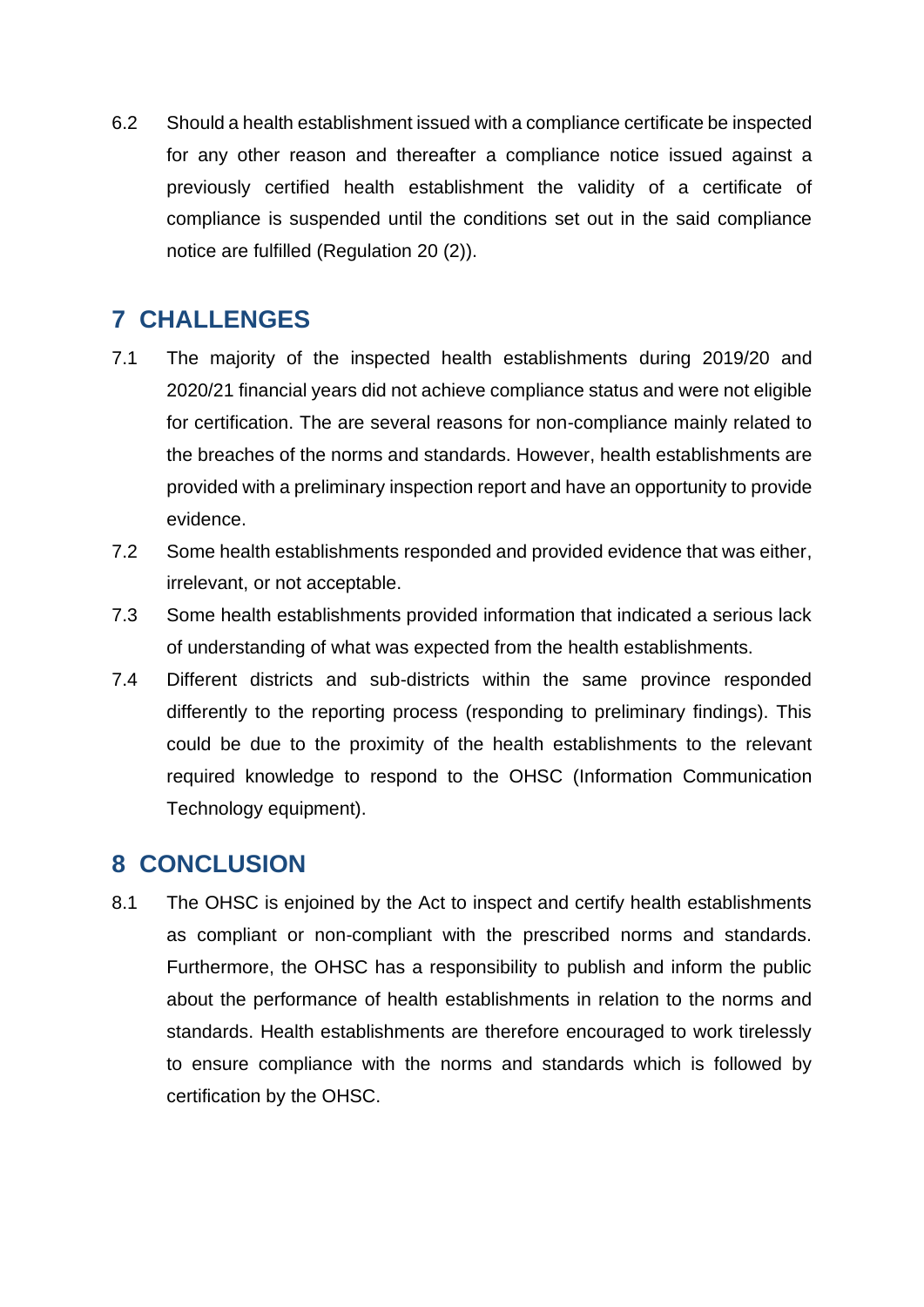6.2 Should a health establishment issued with a compliance certificate be inspected for any other reason and thereafter a compliance notice issued against a previously certified health establishment the validity of a certificate of compliance is suspended until the conditions set out in the said compliance notice are fulfilled (Regulation 20 (2)).

## 7 CHALLENGES

7.1 The majority of the inspected health establishments during 2019/20 and 2020/21 financial years did not achieve compliance status and were not eligible for certification. The are several reasons for non-compliance mainly related to the breaches of the norms and standards. However, health establishments are provided with a preliminary inspection report and have an opportunity to provide evidence.

7.2 Some health establishments responded and provided evidence that was either, irrelevant, or not acceptable.

7.3 Some health establishments provided information that indicated a serious lack of understanding of what was expected from the health establishments.

7.4 Different districts and sub-districts within the same province responded differently to the reporting process (responding to preliminary findings). This could be due to the proximity of the health establishments to the relevant required knowledge to respond to the OHSC (Information Communication Technology equipment).

## 8 CONCLUSION

8.1 The OHSC is enjoined by the Act to inspect and certify health establishments as compliant or non-compliant with the prescribed norms and standards. Furthermore, the OHSC has a responsibility to publish and inform the public about the performance of health establishments in relation to the norms and standards. Health establishments are therefore encouraged to work tirelessly to ensure compliance with the norms and standards which is followed by certification by the OHSC.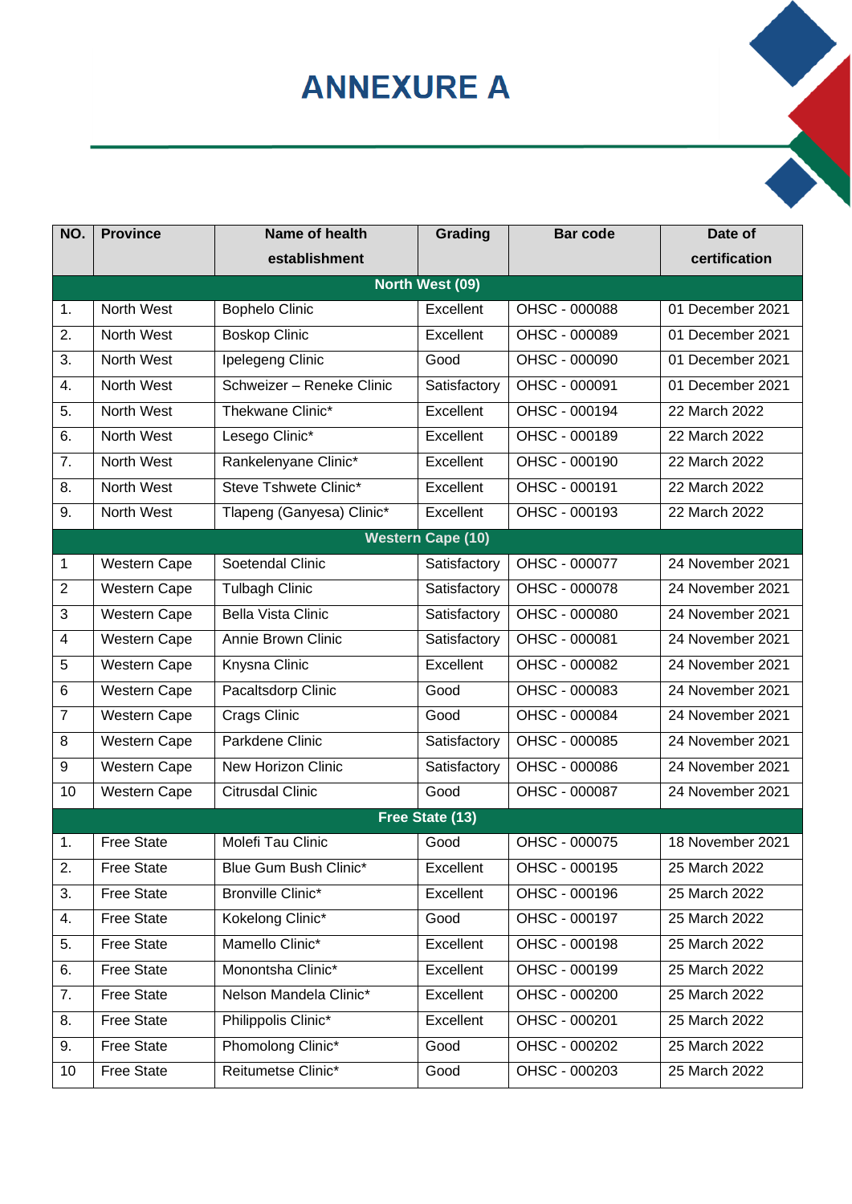# ANNEXURE A

| NO. | Province | Name of health establishment | Grading | Bar code | Date of certification |
|---|---|---|---|---|---|
| **North West (09)** | | | | | |
| 1. | North West | Bophelo Clinic | Excellent | OHSC - 000088 | 01 December 2021 |
| 2. | North West | Boskop Clinic | Excellent | OHSC - 000089 | 01 December 2021 |
| 3. | North West | Ipelegeng Clinic | Good | OHSC - 000090 | 01 December 2021 |
| 4. | North West | Schweizer – Reneke Clinic | Satisfactory | OHSC - 000091 | 01 December 2021 |
| 5. | North West | Thekwane Clinic* | Excellent | OHSC - 000194 | 22 March 2022 |
| 6. | North West | Lesego Clinic* | Excellent | OHSC - 000189 | 22 March 2022 |
| 7. | North West | Rankelenyane Clinic* | Excellent | OHSC - 000190 | 22 March 2022 |
| 8. | North West | Steve Tshwete Clinic* | Excellent | OHSC - 000191 | 22 March 2022 |
| 9. | North West | Tlapeng (Ganyesa) Clinic* | Excellent | OHSC - 000193 | 22 March 2022 |
| **Western Cape (10)** | | | | | |
| 1 | Western Cape | Soetendal Clinic | Satisfactory | OHSC - 000077 | 24 November 2021 |
| 2 | Western Cape | Tulbagh Clinic | Satisfactory | OHSC - 000078 | 24 November 2021 |
| 3 | Western Cape | Bella Vista Clinic | Satisfactory | OHSC - 000080 | 24 November 2021 |
| 4 | Western Cape | Annie Brown Clinic | Satisfactory | OHSC - 000081 | 24 November 2021 |
| 5 | Western Cape | Knysna Clinic | Excellent | OHSC - 000082 | 24 November 2021 |
| 6 | Western Cape | Pacaltsdorp Clinic | Good | OHSC - 000083 | 24 November 2021 |
| 7 | Western Cape | Crags Clinic | Good | OHSC - 000084 | 24 November 2021 |
| 8 | Western Cape | Parkdene Clinic | Satisfactory | OHSC - 000085 | 24 November 2021 |
| 9 | Western Cape | New Horizon Clinic | Satisfactory | OHSC - 000086 | 24 November 2021 |
| 10 | Western Cape | Citrusdal Clinic | Good | OHSC - 000087 | 24 November 2021 |
| **Free State (13)** | | | | | |
| 1. | Free State | Molefi Tau Clinic | Good | OHSC - 000075 | 18 November 2021 |
| 2. | Free State | Blue Gum Bush Clinic* | Excellent | OHSC - 000195 | 25 March 2022 |
| 3. | Free State | Bronville Clinic* | Excellent | OHSC - 000196 | 25 March 2022 |
| 4. | Free State | Kokelong Clinic* | Good | OHSC - 000197 | 25 March 2022 |
| 5. | Free State | Mamello Clinic* | Excellent | OHSC - 000198 | 25 March 2022 |
| 6. | Free State | Monontsha Clinic* | Excellent | OHSC - 000199 | 25 March 2022 |
| 7. | Free State | Nelson Mandela Clinic* | Excellent | OHSC - 000200 | 25 March 2022 |
| 8. | Free State | Philippolis Clinic* | Excellent | OHSC - 000201 | 25 March 2022 |
| 9. | Free State | Phomolong Clinic* | Good | OHSC - 000202 | 25 March 2022 |
| 10 | Free State | Reitumetse Clinic* | Good | OHSC - 000203 | 25 March 2022 |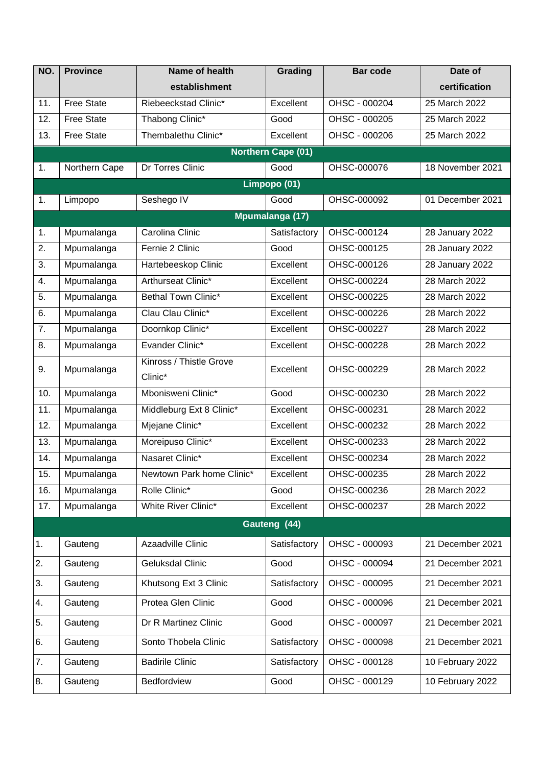| NO. | Province | Name of health establishment | Grading | Bar code | Date of certification |
|---|---|---|---|---|---|
| 11. | Free State | Riebeeckstad Clinic* | Excellent | OHSC - 000204 | 25 March 2022 |
| 12. | Free State | Thabong Clinic* | Good | OHSC - 000205 | 25 March 2022 |
| 13. | Free State | Thembalethu Clinic* | Excellent | OHSC - 000206 | 25 March 2022 |
| **Northern Cape (01)** | | | | | |
| 1. | Northern Cape | Dr Torres Clinic | Good | OHSC-000076 | 18 November 2021 |
| **Limpopo (01)** | | | | | |
| 1. | Limpopo | Seshego IV | Good | OHSC-000092 | 01 December 2021 |
| **Mpumalanga (17)** | | | | | |
| 1. | Mpumalanga | Carolina Clinic | Satisfactory | OHSC-000124 | 28 January 2022 |
| 2. | Mpumalanga | Fernie 2 Clinic | Good | OHSC-000125 | 28 January 2022 |
| 3. | Mpumalanga | Hartebeeskop Clinic | Excellent | OHSC-000126 | 28 January 2022 |
| 4. | Mpumalanga | Arthurseat Clinic* | Excellent | OHSC-000224 | 28 March 2022 |
| 5. | Mpumalanga | Bethal Town Clinic* | Excellent | OHSC-000225 | 28 March 2022 |
| 6. | Mpumalanga | Clau Clau Clinic* | Excellent | OHSC-000226 | 28 March 2022 |
| 7. | Mpumalanga | Doornkop Clinic* | Excellent | OHSC-000227 | 28 March 2022 |
| 8. | Mpumalanga | Evander Clinic* | Excellent | OHSC-000228 | 28 March 2022 |
| 9. | Mpumalanga | Kinross / Thistle Grove Clinic* | Excellent | OHSC-000229 | 28 March 2022 |
| 10. | Mpumalanga | Mbonisweni Clinic* | Good | OHSC-000230 | 28 March 2022 |
| 11. | Mpumalanga | Middleburg Ext 8 Clinic* | Excellent | OHSC-000231 | 28 March 2022 |
| 12. | Mpumalanga | Mjejane Clinic* | Excellent | OHSC-000232 | 28 March 2022 |
| 13. | Mpumalanga | Moreipuso Clinic* | Excellent | OHSC-000233 | 28 March 2022 |
| 14. | Mpumalanga | Nasaret Clinic* | Excellent | OHSC-000234 | 28 March 2022 |
| 15. | Mpumalanga | Newtown Park home Clinic* | Excellent | OHSC-000235 | 28 March 2022 |
| 16. | Mpumalanga | Rolle Clinic* | Good | OHSC-000236 | 28 March 2022 |
| 17. | Mpumalanga | White River Clinic* | Excellent | OHSC-000237 | 28 March 2022 |
| **Gauteng (44)** | | | | | |
| 1. | Gauteng | Azaadville Clinic | Satisfactory | OHSC - 000093 | 21 December 2021 |
| 2. | Gauteng | Geluksdal Clinic | Good | OHSC - 000094 | 21 December 2021 |
| 3. | Gauteng | Khutsong Ext 3 Clinic | Satisfactory | OHSC - 000095 | 21 December 2021 |
| 4. | Gauteng | Protea Glen Clinic | Good | OHSC - 000096 | 21 December 2021 |
| 5. | Gauteng | Dr R Martinez Clinic | Good | OHSC - 000097 | 21 December 2021 |
| 6. | Gauteng | Sonto Thobela Clinic | Satisfactory | OHSC - 000098 | 21 December 2021 |
| 7. | Gauteng | Badirile Clinic | Satisfactory | OHSC - 000128 | 10 February 2022 |
| 8. | Gauteng | Bedfordview | Good | OHSC - 000129 | 10 February 2022 |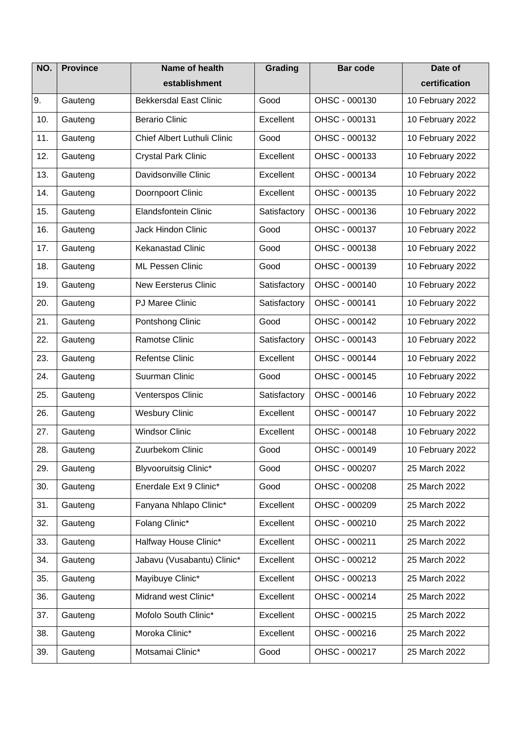| NO. | Province | Name of health establishment | Grading | Bar code | Date of certification |
|---|---|---|---|---|---|
| 9. | Gauteng | Bekkersdal East Clinic | Good | OHSC - 000130 | 10 February 2022 |
| 10. | Gauteng | Berario Clinic | Excellent | OHSC - 000131 | 10 February 2022 |
| 11. | Gauteng | Chief Albert Luthuli Clinic | Good | OHSC - 000132 | 10 February 2022 |
| 12. | Gauteng | Crystal Park Clinic | Excellent | OHSC - 000133 | 10 February 2022 |
| 13. | Gauteng | Davidsonville Clinic | Excellent | OHSC - 000134 | 10 February 2022 |
| 14. | Gauteng | Doornpoort Clinic | Excellent | OHSC - 000135 | 10 February 2022 |
| 15. | Gauteng | Elandsfontein Clinic | Satisfactory | OHSC - 000136 | 10 February 2022 |
| 16. | Gauteng | Jack Hindon Clinic | Good | OHSC - 000137 | 10 February 2022 |
| 17. | Gauteng | Kekanastad Clinic | Good | OHSC - 000138 | 10 February 2022 |
| 18. | Gauteng | ML Pessen Clinic | Good | OHSC - 000139 | 10 February 2022 |
| 19. | Gauteng | New Eersterus Clinic | Satisfactory | OHSC - 000140 | 10 February 2022 |
| 20. | Gauteng | PJ Maree Clinic | Satisfactory | OHSC - 000141 | 10 February 2022 |
| 21. | Gauteng | Pontshong Clinic | Good | OHSC - 000142 | 10 February 2022 |
| 22. | Gauteng | Ramotse Clinic | Satisfactory | OHSC - 000143 | 10 February 2022 |
| 23. | Gauteng | Refentse Clinic | Excellent | OHSC - 000144 | 10 February 2022 |
| 24. | Gauteng | Suurman Clinic | Good | OHSC - 000145 | 10 February 2022 |
| 25. | Gauteng | Venterspos Clinic | Satisfactory | OHSC - 000146 | 10 February 2022 |
| 26. | Gauteng | Wesbury Clinic | Excellent | OHSC - 000147 | 10 February 2022 |
| 27. | Gauteng | Windsor Clinic | Excellent | OHSC - 000148 | 10 February 2022 |
| 28. | Gauteng | Zuurbekom Clinic | Good | OHSC - 000149 | 10 February 2022 |
| 29. | Gauteng | Blyvooruitsig Clinic* | Good | OHSC - 000207 | 25 March 2022 |
| 30. | Gauteng | Enerdale Ext 9 Clinic* | Good | OHSC - 000208 | 25 March 2022 |
| 31. | Gauteng | Fanyana Nhlapo Clinic* | Excellent | OHSC - 000209 | 25 March 2022 |
| 32. | Gauteng | Folang Clinic* | Excellent | OHSC - 000210 | 25 March 2022 |
| 33. | Gauteng | Halfway House Clinic* | Excellent | OHSC - 000211 | 25 March 2022 |
| 34. | Gauteng | Jabavu (Vusabantu) Clinic* | Excellent | OHSC - 000212 | 25 March 2022 |
| 35. | Gauteng | Mayibuye Clinic* | Excellent | OHSC - 000213 | 25 March 2022 |
| 36. | Gauteng | Midrand west Clinic* | Excellent | OHSC - 000214 | 25 March 2022 |
| 37. | Gauteng | Mofolo South Clinic* | Excellent | OHSC - 000215 | 25 March 2022 |
| 38. | Gauteng | Moroka Clinic* | Excellent | OHSC - 000216 | 25 March 2022 |
| 39. | Gauteng | Motsamai Clinic* | Good | OHSC - 000217 | 25 March 2022 |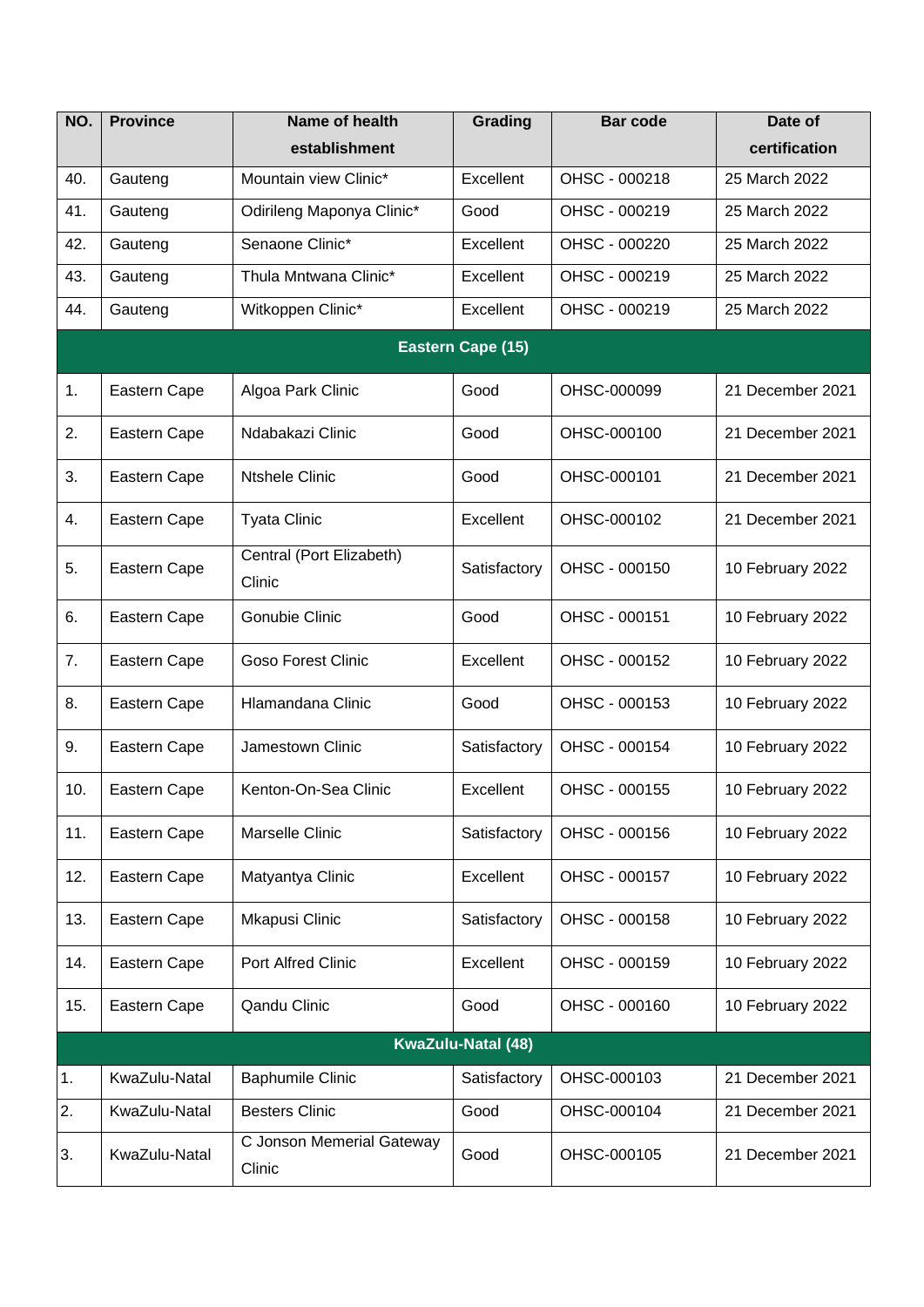| NO. | Province | Name of health establishment | Grading | Bar code | Date of certification |
|---|---|---|---|---|---|
| 40. | Gauteng | Mountain view Clinic* | Excellent | OHSC - 000218 | 25 March 2022 |
| 41. | Gauteng | Odirileng Maponya Clinic* | Good | OHSC - 000219 | 25 March 2022 |
| 42. | Gauteng | Senaone Clinic* | Excellent | OHSC - 000220 | 25 March 2022 |
| 43. | Gauteng | Thula Mntwana Clinic* | Excellent | OHSC - 000219 | 25 March 2022 |
| 44. | Gauteng | Witkoppen Clinic* | Excellent | OHSC - 000219 | 25 March 2022 |
| **Eastern Cape (15)** | | | | | |
| 1. | Eastern Cape | Algoa Park Clinic | Good | OHSC-000099 | 21 December 2021 |
| 2. | Eastern Cape | Ndabakazi Clinic | Good | OHSC-000100 | 21 December 2021 |
| 3. | Eastern Cape | Ntshele Clinic | Good | OHSC-000101 | 21 December 2021 |
| 4. | Eastern Cape | Tyata Clinic | Excellent | OHSC-000102 | 21 December 2021 |
| 5. | Eastern Cape | Central (Port Elizabeth) Clinic | Satisfactory | OHSC - 000150 | 10 February 2022 |
| 6. | Eastern Cape | Gonubie Clinic | Good | OHSC - 000151 | 10 February 2022 |
| 7. | Eastern Cape | Goso Forest Clinic | Excellent | OHSC - 000152 | 10 February 2022 |
| 8. | Eastern Cape | Hlamandana Clinic | Good | OHSC - 000153 | 10 February 2022 |
| 9. | Eastern Cape | Jamestown Clinic | Satisfactory | OHSC - 000154 | 10 February 2022 |
| 10. | Eastern Cape | Kenton-On-Sea Clinic | Excellent | OHSC - 000155 | 10 February 2022 |
| 11. | Eastern Cape | Marselle Clinic | Satisfactory | OHSC - 000156 | 10 February 2022 |
| 12. | Eastern Cape | Matyantya Clinic | Excellent | OHSC - 000157 | 10 February 2022 |
| 13. | Eastern Cape | Mkapusi Clinic | Satisfactory | OHSC - 000158 | 10 February 2022 |
| 14. | Eastern Cape | Port Alfred Clinic | Excellent | OHSC - 000159 | 10 February 2022 |
| 15. | Eastern Cape | Qandu Clinic | Good | OHSC - 000160 | 10 February 2022 |
| **KwaZulu-Natal (48)** | | | | | |
| 1. | KwaZulu-Natal | Baphumile Clinic | Satisfactory | OHSC-000103 | 21 December 2021 |
| 2. | KwaZulu-Natal | Besters Clinic | Good | OHSC-000104 | 21 December 2021 |
| 3. | KwaZulu-Natal | C Jonson Memerial Gateway Clinic | Good | OHSC-000105 | 21 December 2021 |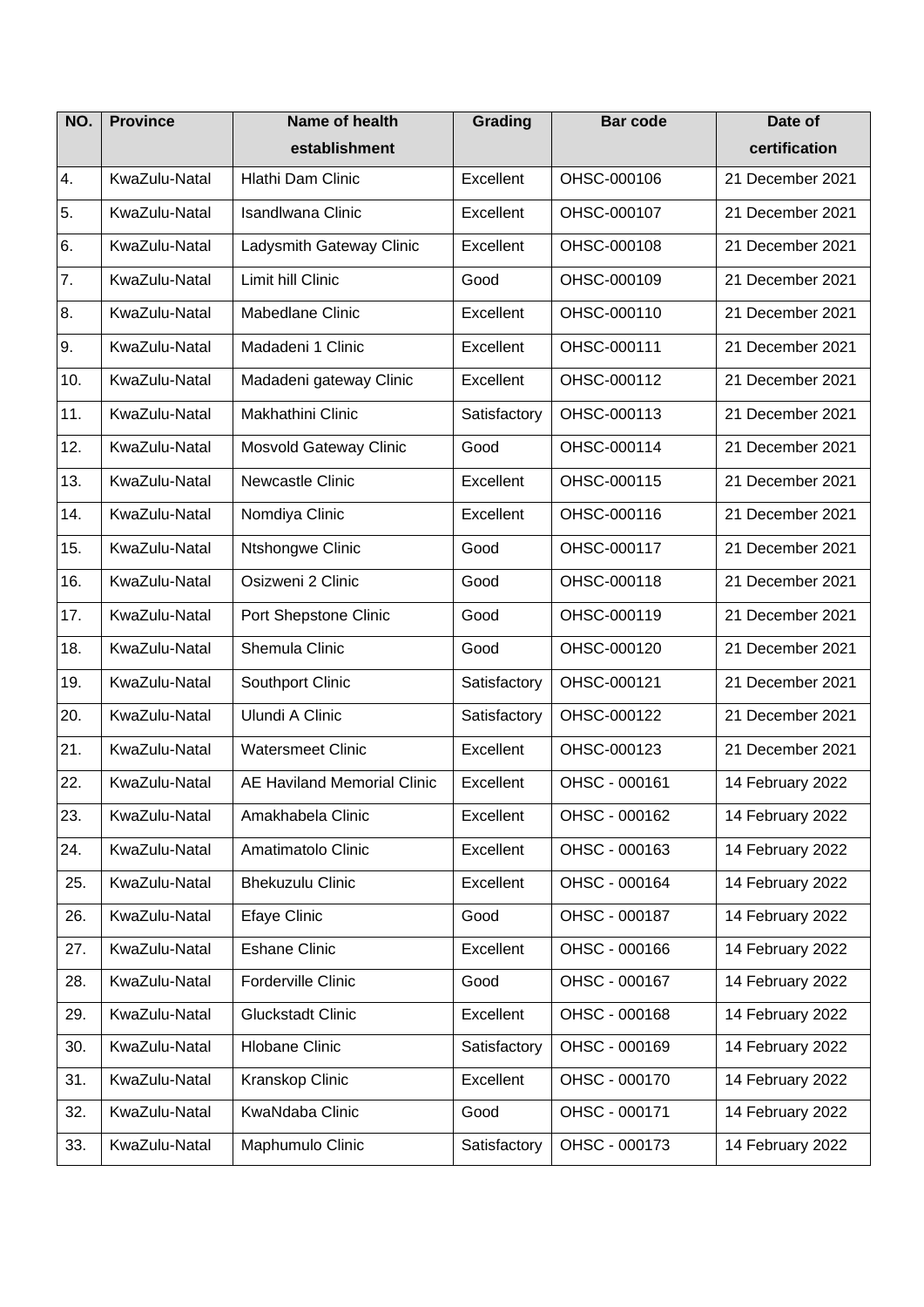| NO. | Province | Name of health establishment | Grading | Bar code | Date of certification |
|---|---|---|---|---|---|
| 4. | KwaZulu-Natal | Hlathi Dam Clinic | Excellent | OHSC-000106 | 21 December 2021 |
| 5. | KwaZulu-Natal | Isandlwana Clinic | Excellent | OHSC-000107 | 21 December 2021 |
| 6. | KwaZulu-Natal | Ladysmith Gateway Clinic | Excellent | OHSC-000108 | 21 December 2021 |
| 7. | KwaZulu-Natal | Limit hill Clinic | Good | OHSC-000109 | 21 December 2021 |
| 8. | KwaZulu-Natal | Mabedlane Clinic | Excellent | OHSC-000110 | 21 December 2021 |
| 9. | KwaZulu-Natal | Madadeni 1 Clinic | Excellent | OHSC-000111 | 21 December 2021 |
| 10. | KwaZulu-Natal | Madadeni gateway Clinic | Excellent | OHSC-000112 | 21 December 2021 |
| 11. | KwaZulu-Natal | Makhathini Clinic | Satisfactory | OHSC-000113 | 21 December 2021 |
| 12. | KwaZulu-Natal | Mosvold Gateway Clinic | Good | OHSC-000114 | 21 December 2021 |
| 13. | KwaZulu-Natal | Newcastle Clinic | Excellent | OHSC-000115 | 21 December 2021 |
| 14. | KwaZulu-Natal | Nomdiya Clinic | Excellent | OHSC-000116 | 21 December 2021 |
| 15. | KwaZulu-Natal | Ntshongwe Clinic | Good | OHSC-000117 | 21 December 2021 |
| 16. | KwaZulu-Natal | Osizweni 2 Clinic | Good | OHSC-000118 | 21 December 2021 |
| 17. | KwaZulu-Natal | Port Shepstone Clinic | Good | OHSC-000119 | 21 December 2021 |
| 18. | KwaZulu-Natal | Shemula Clinic | Good | OHSC-000120 | 21 December 2021 |
| 19. | KwaZulu-Natal | Southport Clinic | Satisfactory | OHSC-000121 | 21 December 2021 |
| 20. | KwaZulu-Natal | Ulundi A Clinic | Satisfactory | OHSC-000122 | 21 December 2021 |
| 21. | KwaZulu-Natal | Watersmeet Clinic | Excellent | OHSC-000123 | 21 December 2021 |
| 22. | KwaZulu-Natal | AE Haviland Memorial Clinic | Excellent | OHSC - 000161 | 14 February 2022 |
| 23. | KwaZulu-Natal | Amakhabela Clinic | Excellent | OHSC - 000162 | 14 February 2022 |
| 24. | KwaZulu-Natal | Amatimatolo Clinic | Excellent | OHSC - 000163 | 14 February 2022 |
| 25. | KwaZulu-Natal | Bhekuzulu Clinic | Excellent | OHSC - 000164 | 14 February 2022 |
| 26. | KwaZulu-Natal | Efaye Clinic | Good | OHSC - 000187 | 14 February 2022 |
| 27. | KwaZulu-Natal | Eshane Clinic | Excellent | OHSC - 000166 | 14 February 2022 |
| 28. | KwaZulu-Natal | Forderville Clinic | Good | OHSC - 000167 | 14 February 2022 |
| 29. | KwaZulu-Natal | Gluckstadt Clinic | Excellent | OHSC - 000168 | 14 February 2022 |
| 30. | KwaZulu-Natal | Hlobane Clinic | Satisfactory | OHSC - 000169 | 14 February 2022 |
| 31. | KwaZulu-Natal | Kranskop Clinic | Excellent | OHSC - 000170 | 14 February 2022 |
| 32. | KwaZulu-Natal | KwaNdaba Clinic | Good | OHSC - 000171 | 14 February 2022 |
| 33. | KwaZulu-Natal | Maphumulo Clinic | Satisfactory | OHSC - 000173 | 14 February 2022 |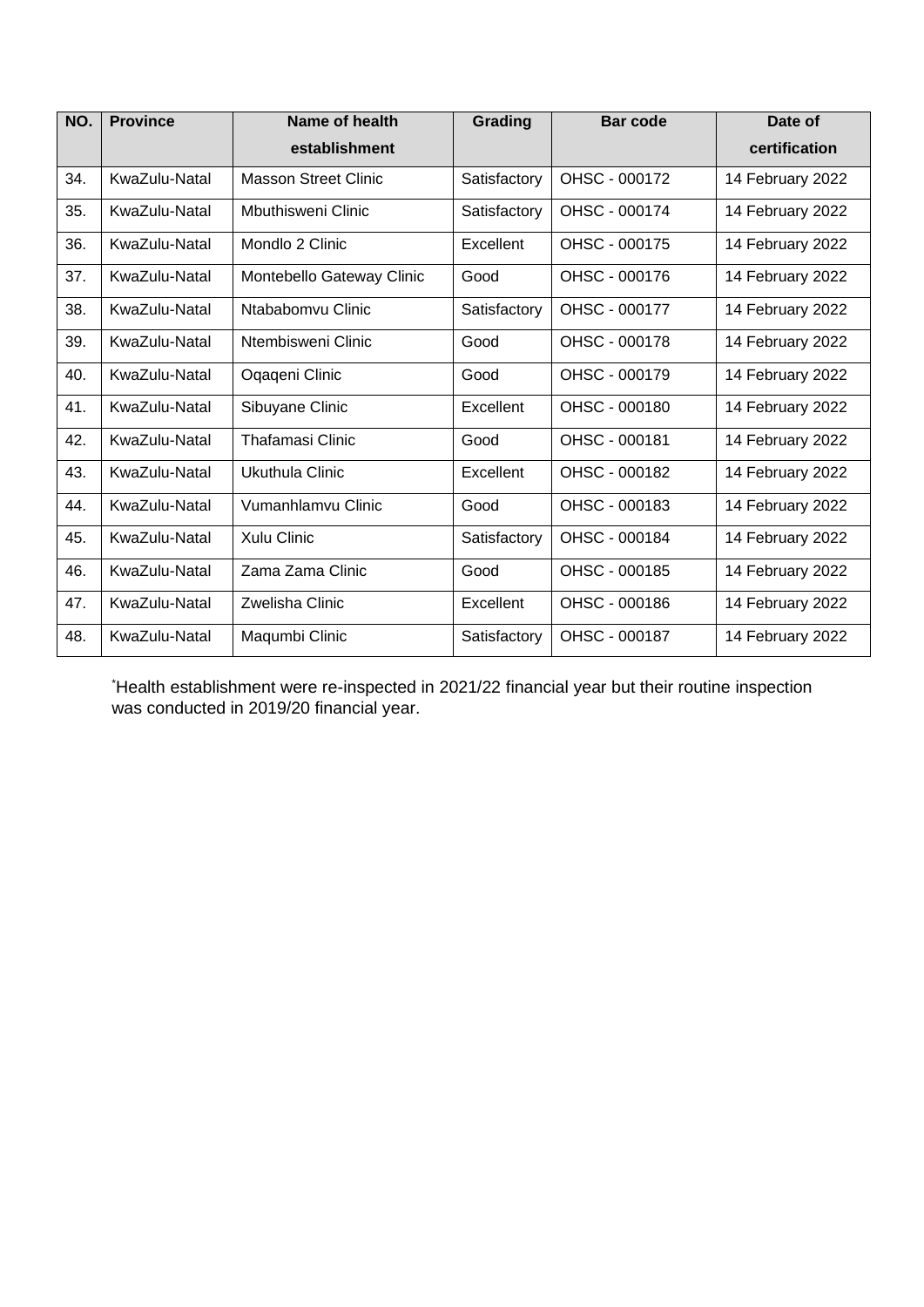| NO. | Province | Name of health establishment | Grading | Bar code | Date of certification |
|---|---|---|---|---|---|
| 34. | KwaZulu-Natal | Masson Street Clinic | Satisfactory | OHSC - 000172 | 14 February 2022 |
| 35. | KwaZulu-Natal | Mbuthisweni Clinic | Satisfactory | OHSC - 000174 | 14 February 2022 |
| 36. | KwaZulu-Natal | Mondlo 2 Clinic | Excellent | OHSC - 000175 | 14 February 2022 |
| 37. | KwaZulu-Natal | Montebello Gateway Clinic | Good | OHSC - 000176 | 14 February 2022 |
| 38. | KwaZulu-Natal | Ntababomvu Clinic | Satisfactory | OHSC - 000177 | 14 February 2022 |
| 39. | KwaZulu-Natal | Ntembisweni Clinic | Good | OHSC - 000178 | 14 February 2022 |
| 40. | KwaZulu-Natal | Oqaqeni Clinic | Good | OHSC - 000179 | 14 February 2022 |
| 41. | KwaZulu-Natal | Sibuyane Clinic | Excellent | OHSC - 000180 | 14 February 2022 |
| 42. | KwaZulu-Natal | Thafamasi Clinic | Good | OHSC - 000181 | 14 February 2022 |
| 43. | KwaZulu-Natal | Ukuthula Clinic | Excellent | OHSC - 000182 | 14 February 2022 |
| 44. | KwaZulu-Natal | Vumanhlamvu Clinic | Good | OHSC - 000183 | 14 February 2022 |
| 45. | KwaZulu-Natal | Xulu Clinic | Satisfactory | OHSC - 000184 | 14 February 2022 |
| 46. | KwaZulu-Natal | Zama Zama Clinic | Good | OHSC - 000185 | 14 February 2022 |
| 47. | KwaZulu-Natal | Zwelisha Clinic | Excellent | OHSC - 000186 | 14 February 2022 |
| 48. | KwaZulu-Natal | Maqumbi Clinic | Satisfactory | OHSC - 000187 | 14 February 2022 |

*Health establishment were re-inspected in 2021/22 financial year but their routine inspection was conducted in 2019/20 financial year.